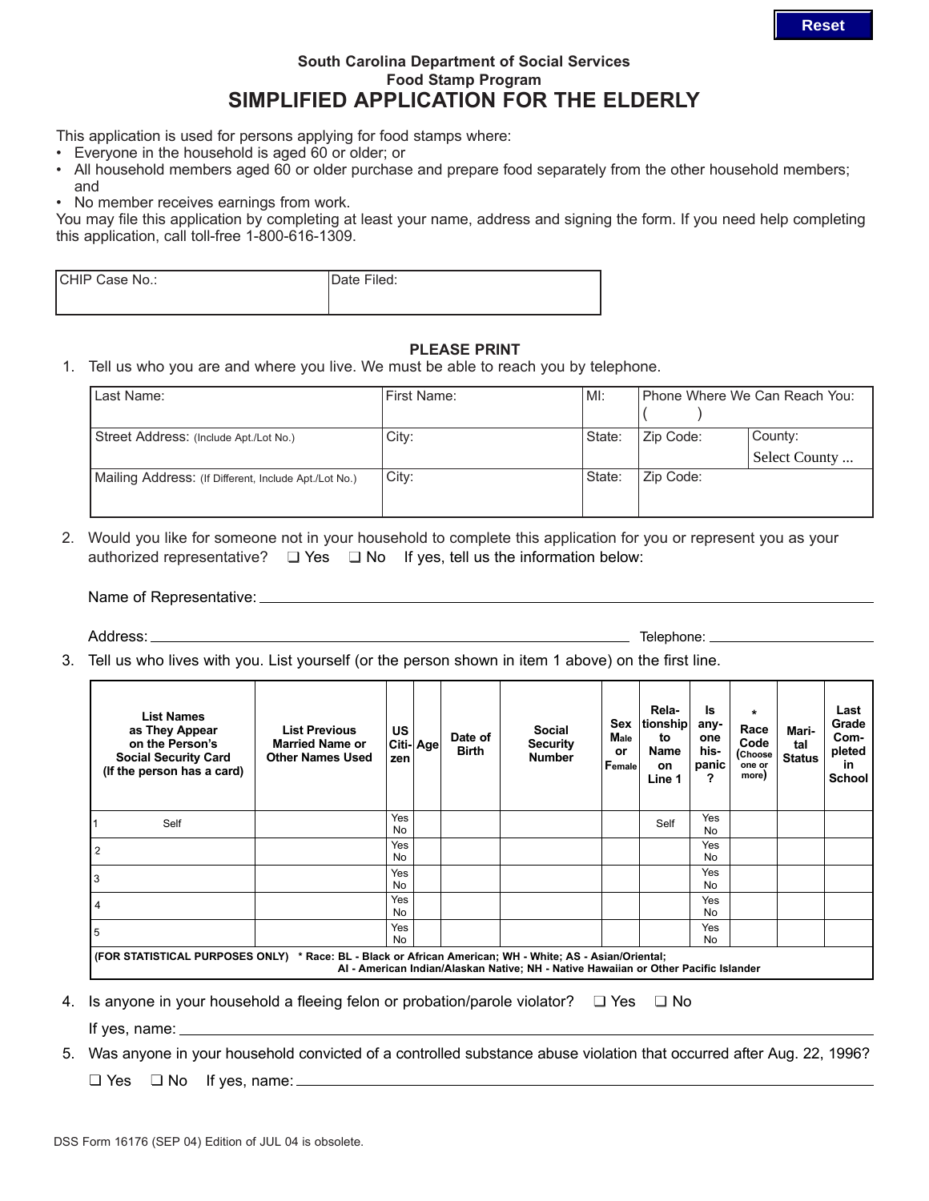Reset

**South Carolina Department of Social Services**
**Food Stamp Program**

# SIMPLIFIED APPLICATION FOR THE ELDERLY

This application is used for persons applying for food stamps where:

- Everyone in the household is aged 60 or older; or
- All household members aged 60 or older purchase and prepare food separately from the other household members; and
- No member receives earnings from work.

You may file this application by completing at least your name, address and signing the form. If you need help completing this application, call toll-free 1-800-616-1309.

| CHIP Case No.: | Date Filed: |
|---|---|
| | |

**PLEASE PRINT**

1. Tell us who you are and where you live. We must be able to reach you by telephone.

| Last Name: | First Name: | MI: | Phone Where We Can Reach You: ( ) | |
|---|---|---|---|---|
| Street Address: (Include Apt./Lot No.) | City: | State: | Zip Code: | County: Select County ... |
| Mailing Address: (If Different, Include Apt./Lot No.) | City: | State: | Zip Code: | |

2. Would you like for someone not in your household to complete this application for you or represent you as your authorized representative? ❑ Yes ❑ No If yes, tell us the information below:

Name of Representative: ____________________

Address: ____________________ Telephone: ____________________

3. Tell us who lives with you. List yourself (or the person shown in item 1 above) on the first line.

| List Names as They Appear on the Person's Social Security Card (If the person has a card) | List Previous Married Name or Other Names Used | US Citizen | Age | Date of Birth | Social Security Number | Sex Male or Female | Relationship to Name on Line 1 | Is anyone hispanic? | * Race Code (Choose one or more) | Marital Status | Last Grade Completed in School |
|---|---|---|---|---|---|---|---|---|---|---|---|
| 1 Self | | Yes No | | | | | Self | Yes No | | | |
| 2 | | Yes No | | | | | | Yes No | | | |
| 3 | | Yes No | | | | | | Yes No | | | |
| 4 | | Yes No | | | | | | Yes No | | | |
| 5 | | Yes No | | | | | | Yes No | | | |

**(FOR STATISTICAL PURPOSES ONLY) * Race: BL - Black or African American; WH - White; AS - Asian/Oriental; AI - American Indian/Alaskan Native; NH - Native Hawaiian or Other Pacific Islander**

4. Is anyone in your household a fleeing felon or probation/parole violator? ❑ Yes ❑ No

   If yes, name: ____________________

5. Was anyone in your household convicted of a controlled substance abuse violation that occurred after Aug. 22, 1996?

   ❑ Yes ❑ No If yes, name: ____________________

DSS Form 16176 (SEP 04) Edition of JUL 04 is obsolete.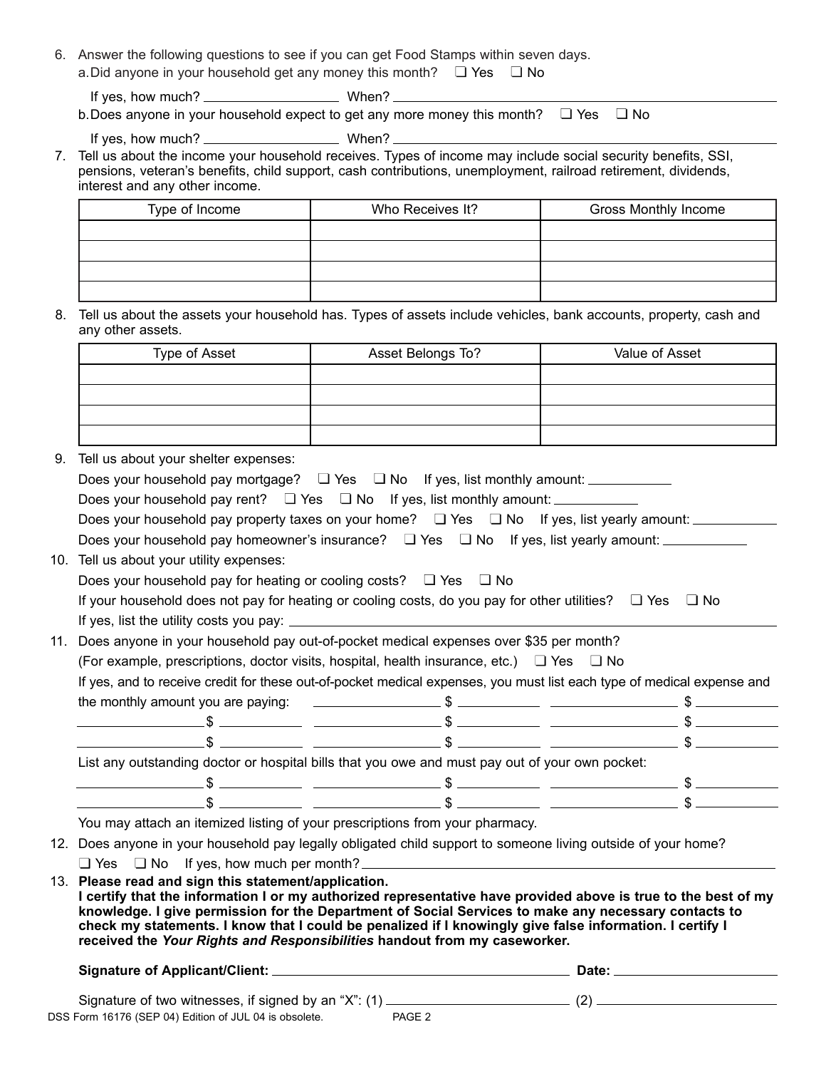6. Answer the following questions to see if you can get Food Stamps within seven days.

   a. Did anyone in your household get any money this month? ❑ Yes ❑ No

   If yes, how much? ____________ When? ______________________________

   b. Does anyone in your household expect to get any more money this month? ❑ Yes ❑ No

   If yes, how much? ____________ When? ______________________________

7. Tell us about the income your household receives. Types of income may include social security benefits, SSI, pensions, veteran's benefits, child support, cash contributions, unemployment, railroad retirement, dividends, interest and any other income.

| Type of Income | Who Receives It? | Gross Monthly Income |
|---|---|---|
| | | |
| | | |
| | | |
| | | |

8. Tell us about the assets your household has. Types of assets include vehicles, bank accounts, property, cash and any other assets.

| Type of Asset | Asset Belongs To? | Value of Asset |
|---|---|---|
| | | |
| | | |
| | | |
| | | |

9. Tell us about your shelter expenses:

   Does your household pay mortgage? ❑ Yes ❑ No If yes, list monthly amount: __________

   Does your household pay rent? ❑ Yes ❑ No If yes, list monthly amount: __________

   Does your household pay property taxes on your home? ❑ Yes ❑ No If yes, list yearly amount: __________

   Does your household pay homeowner's insurance? ❑ Yes ❑ No If yes, list yearly amount: __________

10. Tell us about your utility expenses:

    Does your household pay for heating or cooling costs? ❑ Yes ❑ No

    If your household does not pay for heating or cooling costs, do you pay for other utilities? ❑ Yes ❑ No

    If yes, list the utility costs you pay: ______________________________

11. Does anyone in your household pay out-of-pocket medical expenses over $35 per month?

    (For example, prescriptions, doctor visits, hospital, health insurance, etc.) ❑ Yes ❑ No

    If yes, and to receive credit for these out-of-pocket medical expenses, you must list each type of medical expense and the monthly amount you are paying: __________ $ __________ __________ $ __________

    __________ $ __________ __________ $ __________ __________ $ __________

    __________ $ __________ __________ $ __________ __________ $ __________

    List any outstanding doctor or hospital bills that you owe and must pay out of your own pocket:

    __________ $ __________ __________ $ __________ __________ $ __________

    __________ $ __________ __________ $ __________ __________ $ __________

    You may attach an itemized listing of your prescriptions from your pharmacy.

12. Does anyone in your household pay legally obligated child support to someone living outside of your home?

    ❑ Yes ❑ No If yes, how much per month? ______________________________

13. **Please read and sign this statement/application.**

    **I certify that the information I or my authorized representative have provided above is true to the best of my knowledge. I give permission for the Department of Social Services to make any necessary contacts to check my statements. I know that I could be penalized if I knowingly give false information. I certify I received the *Your Rights and Responsibilities* handout from my caseworker.**

    **Signature of Applicant/Client:** ______________________________ **Date:** ______________

    Signature of two witnesses, if signed by an "X": (1) ______________________ (2) ______________________

DSS Form 16176 (SEP 04) Edition of JUL 04 is obsolete.